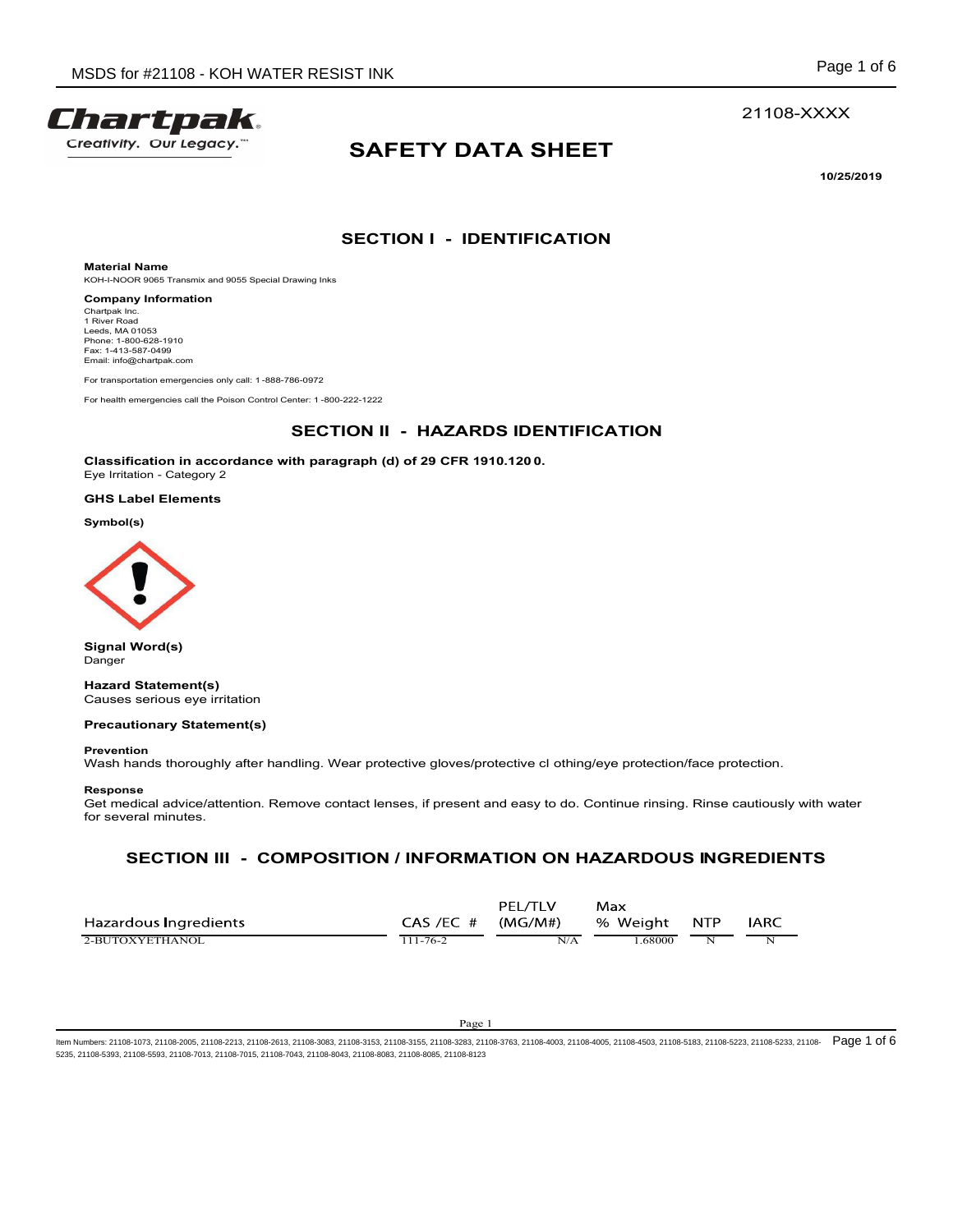21108-XXXX

# SAFETY DATA SHEET

**10/25/2019**

## SECTION I - IDENTIFICATION

**Material Name**
KOH-I-NOOR 9065 Transmix and 9055 Special Drawing Inks

**Company Information**
Chartpak Inc.
1 River Road
Leeds, MA 01053
Phone: 1-800-628-1910
Fax: 1-413-587-0499
Email: info@chartpak.com

For transportation emergencies only call: 1-888-786-0972

For health emergencies call the Poison Control Center: 1-800-222-1222

## SECTION II - HAZARDS IDENTIFICATION

**Classification in accordance with paragraph (d) of 29 CFR 1910.1200.**
Eye Irritation - Category 2

**GHS Label Elements**

**Symbol(s)**

**Signal Word(s)**
Danger

**Hazard Statement(s)**
Causes serious eye irritation

**Precautionary Statement(s)**

**Prevention**
Wash hands thoroughly after handling. Wear protective gloves/protective clothing/eye protection/face protection.

**Response**
Get medical advice/attention. Remove contact lenses, if present and easy to do. Continue rinsing. Rinse cautiously with water for several minutes.

## SECTION III - COMPOSITION / INFORMATION ON HAZARDOUS INGREDIENTS

| Hazardous Ingredients | CAS /EC # | PEL/TLV (MG/M#) | Max % Weight | NTP | IARC |
|---|---|---|---|---|---|
| 2-BUTOXYETHANOL | 111-76-2 | N/A | 1.68000 | N | N |

Item Numbers: 21108-1073, 21108-2005, 21108-2213, 21108-2613, 21108-3083, 21108-3153, 21108-3155, 21108-3283, 21108-3763, 21108-4003, 21108-4005, 21108-4503, 21108-5183, 21108-5223, 21108-5233, 21108-5235, 21108-5393, 21108-5593, 21108-7013, 21108-7015, 21108-7043, 21108-8043, 21108-8083, 21108-8085, 21108-8123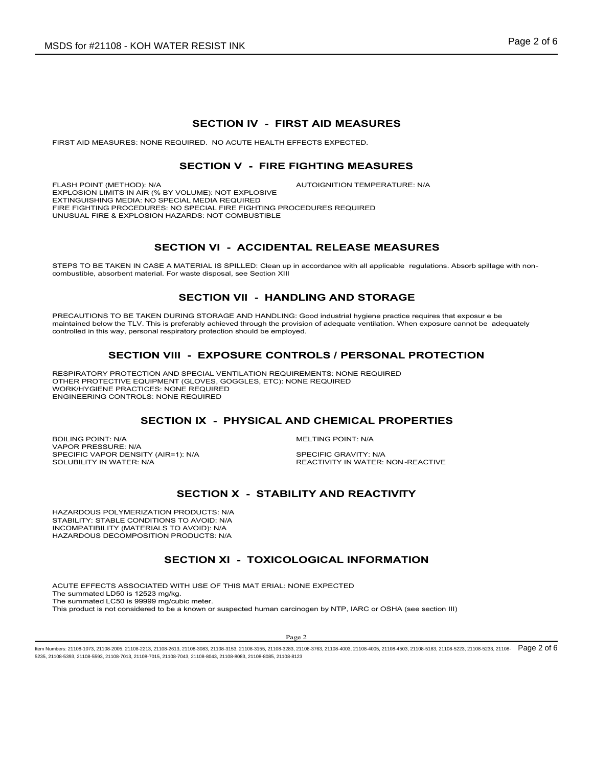## SECTION IV - FIRST AID MEASURES

FIRST AID MEASURES: NONE REQUIRED. NO ACUTE HEALTH EFFECTS EXPECTED.

## SECTION V - FIRE FIGHTING MEASURES

FLASH POINT (METHOD): N/A
AUTOIGNITION TEMPERATURE: N/A
EXPLOSION LIMITS IN AIR (% BY VOLUME): NOT EXPLOSIVE
EXTINGUISHING MEDIA: NO SPECIAL MEDIA REQUIRED
FIRE FIGHTING PROCEDURES: NO SPECIAL FIRE FIGHTING PROCEDURES REQUIRED
UNUSUAL FIRE & EXPLOSION HAZARDS: NOT COMBUSTIBLE

## SECTION VI - ACCIDENTAL RELEASE MEASURES

STEPS TO BE TAKEN IN CASE A MATERIAL IS SPILLED: Clean up in accordance with all applicable regulations. Absorb spillage with non-combustible, absorbent material. For waste disposal, see Section XIII

## SECTION VII - HANDLING AND STORAGE

PRECAUTIONS TO BE TAKEN DURING STORAGE AND HANDLING: Good industrial hygiene practice requires that exposur e be maintained below the TLV. This is preferably achieved through the provision of adequate ventilation. When exposure cannot be adequately controlled in this way, personal respiratory protection should be employed.

## SECTION VIII - EXPOSURE CONTROLS / PERSONAL PROTECTION

RESPIRATORY PROTECTION AND SPECIAL VENTILATION REQUIREMENTS: NONE REQUIRED
OTHER PROTECTIVE EQUIPMENT (GLOVES, GOGGLES, ETC): NONE REQUIRED
WORK/HYGIENE PRACTICES: NONE REQUIRED
ENGINEERING CONTROLS: NONE REQUIRED

## SECTION IX - PHYSICAL AND CHEMICAL PROPERTIES

BOILING POINT: N/A
MELTING POINT: N/A
VAPOR PRESSURE: N/A
SPECIFIC VAPOR DENSITY (AIR=1): N/A
SPECIFIC GRAVITY: N/A
SOLUBILITY IN WATER: N/A
REACTIVITY IN WATER: NON-REACTIVE

## SECTION X - STABILITY AND REACTIVITY

HAZARDOUS POLYMERIZATION PRODUCTS: N/A
STABILITY: STABLE CONDITIONS TO AVOID: N/A
INCOMPATIBILITY (MATERIALS TO AVOID): N/A
HAZARDOUS DECOMPOSITION PRODUCTS: N/A

## SECTION XI - TOXICOLOGICAL INFORMATION

ACUTE EFFECTS ASSOCIATED WITH USE OF THIS MAT ERIAL: NONE EXPECTED
The summated LD50 is 12523 mg/kg.
The summated LC50 is 99999 mg/cubic meter.
This product is not considered to be a known or suspected human carcinogen by NTP, IARC or OSHA (see section III)

Item Numbers: 21108-1073, 21108-2005, 21108-2213, 21108-2613, 21108-3083, 21108-3153, 21108-3155, 21108-3283, 21108-3763, 21108-4003, 21108-4005, 21108-4503, 21108-5183, 21108-5223, 21108-5233, 21108-5235, 21108-5393, 21108-5593, 21108-7013, 21108-7015, 21108-7043, 21108-8043, 21108-8083, 21108-8085, 21108-8123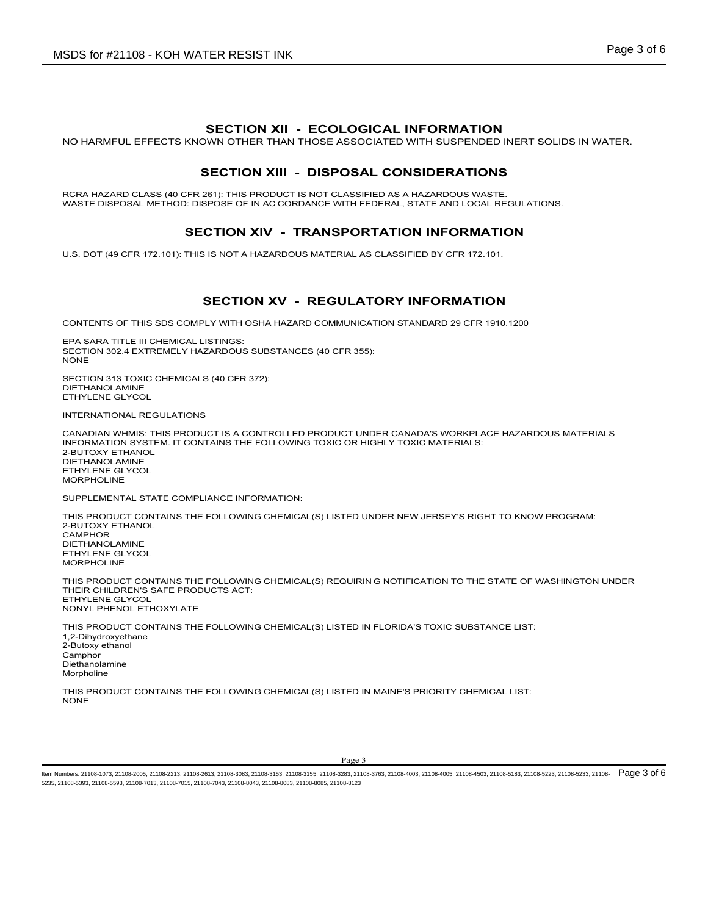## SECTION XII - ECOLOGICAL INFORMATION

NO HARMFUL EFFECTS KNOWN OTHER THAN THOSE ASSOCIATED WITH SUSPENDED INERT SOLIDS IN WATER.

## SECTION XIII - DISPOSAL CONSIDERATIONS

RCRA HAZARD CLASS (40 CFR 261): THIS PRODUCT IS NOT CLASSIFIED AS A HAZARDOUS WASTE.
WASTE DISPOSAL METHOD: DISPOSE OF IN AC CORDANCE WITH FEDERAL, STATE AND LOCAL REGULATIONS.

## SECTION XIV - TRANSPORTATION INFORMATION

U.S. DOT (49 CFR 172.101): THIS IS NOT A HAZARDOUS MATERIAL AS CLASSIFIED BY CFR 172.101.

## SECTION XV - REGULATORY INFORMATION

CONTENTS OF THIS SDS COMPLY WITH OSHA HAZARD COMMUNICATION STANDARD 29 CFR 1910.1200

EPA SARA TITLE III CHEMICAL LISTINGS:
SECTION 302.4 EXTREMELY HAZARDOUS SUBSTANCES (40 CFR 355):
NONE

SECTION 313 TOXIC CHEMICALS (40 CFR 372):
DIETHANOLAMINE
ETHYLENE GLYCOL

INTERNATIONAL REGULATIONS

CANADIAN WHMIS: THIS PRODUCT IS A CONTROLLED PRODUCT UNDER CANADA'S WORKPLACE HAZARDOUS MATERIALS INFORMATION SYSTEM. IT CONTAINS THE FOLLOWING TOXIC OR HIGHLY TOXIC MATERIALS:
2-BUTOXY ETHANOL
DIETHANOLAMINE
ETHYLENE GLYCOL
MORPHOLINE

SUPPLEMENTAL STATE COMPLIANCE INFORMATION:

THIS PRODUCT CONTAINS THE FOLLOWING CHEMICAL(S) LISTED UNDER NEW JERSEY'S RIGHT TO KNOW PROGRAM:
2-BUTOXY ETHANOL
CAMPHOR
DIETHANOLAMINE
ETHYLENE GLYCOL
MORPHOLINE

THIS PRODUCT CONTAINS THE FOLLOWING CHEMICAL(S) REQUIRIN G NOTIFICATION TO THE STATE OF WASHINGTON UNDER THEIR CHILDREN'S SAFE PRODUCTS ACT:
ETHYLENE GLYCOL
NONYL PHENOL ETHOXYLATE

THIS PRODUCT CONTAINS THE FOLLOWING CHEMICAL(S) LISTED IN FLORIDA'S TOXIC SUBSTANCE LIST:
1,2-Dihydroxyethane
2-Butoxy ethanol
Camphor
Diethanolamine
Morpholine

THIS PRODUCT CONTAINS THE FOLLOWING CHEMICAL(S) LISTED IN MAINE'S PRIORITY CHEMICAL LIST:
NONE

Item Numbers: 21108-1073, 21108-2005, 21108-2213, 21108-2613, 21108-3083, 21108-3153, 21108-3155, 21108-3283, 21108-3763, 21108-4003, 21108-4005, 21108-4503, 21108-5183, 21108-5223, 21108-5233, 21108-5235, 21108-5393, 21108-5593, 21108-7013, 21108-7015, 21108-7043, 21108-8043, 21108-8083, 21108-8085, 21108-8123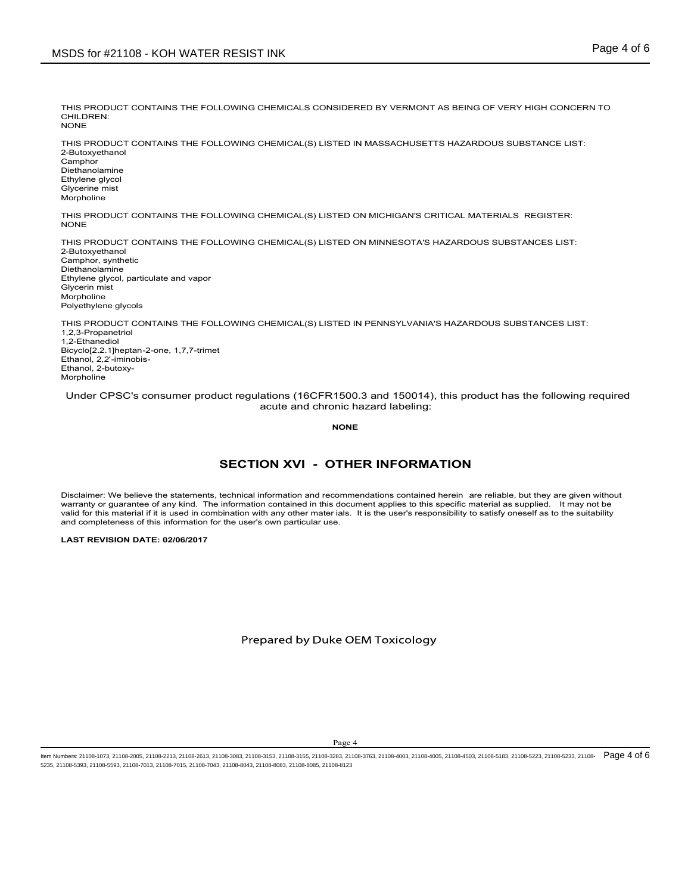THIS PRODUCT CONTAINS THE FOLLOWING CHEMICALS CONSIDERED BY VERMONT AS BEING OF VERY HIGH CONCERN TO CHILDREN:
NONE

THIS PRODUCT CONTAINS THE FOLLOWING CHEMICAL(S) LISTED IN MASSACHUSETTS HAZARDOUS SUBSTANCE LIST:
2-Butoxyethanol
Camphor
Diethanolamine
Ethylene glycol
Glycerine mist
Morpholine

THIS PRODUCT CONTAINS THE FOLLOWING CHEMICAL(S) LISTED ON MICHIGAN'S CRITICAL MATERIALS REGISTER:
NONE

THIS PRODUCT CONTAINS THE FOLLOWING CHEMICAL(S) LISTED ON MINNESOTA'S HAZARDOUS SUBSTANCES LIST:
2-Butoxyethanol
Camphor, synthetic
Diethanolamine
Ethylene glycol, particulate and vapor
Glycerin mist
Morpholine
Polyethylene glycols

THIS PRODUCT CONTAINS THE FOLLOWING CHEMICAL(S) LISTED IN PENNSYLVANIA'S HAZARDOUS SUBSTANCES LIST:
1,2,3-Propanetriol
1,2-Ethanediol
Bicyclo[2.2.1]heptan-2-one, 1,7,7-trimet
Ethanol, 2,2'-iminobis-
Ethanol, 2-butoxy-
Morpholine

Under CPSC's consumer product regulations (16CFR1500.3 and 150014), this product has the following required acute and chronic hazard labeling:

**NONE**

## SECTION XVI - OTHER INFORMATION

Disclaimer: We believe the statements, technical information and recommendations contained herein are reliable, but they are given without warranty or guarantee of any kind. The information contained in this document applies to this specific material as supplied. It may not be valid for this material if it is used in combination with any other mater ials. It is the user's responsibility to satisfy oneself as to the suitability and completeness of this information for the user's own particular use.

**LAST REVISION DATE: 02/06/2017**

Prepared by Duke OEM Toxicology

Item Numbers: 21108-1073, 21108-2005, 21108-2213, 21108-2613, 21108-3083, 21108-3153, 21108-3155, 21108-3283, 21108-3763, 21108-4003, 21108-4005, 21108-4503, 21108-5183, 21108-5223, 21108-5233, 21108-5235, 21108-5393, 21108-5593, 21108-7013, 21108-7015, 21108-7043, 21108-8043, 21108-8083, 21108-8085, 21108-8123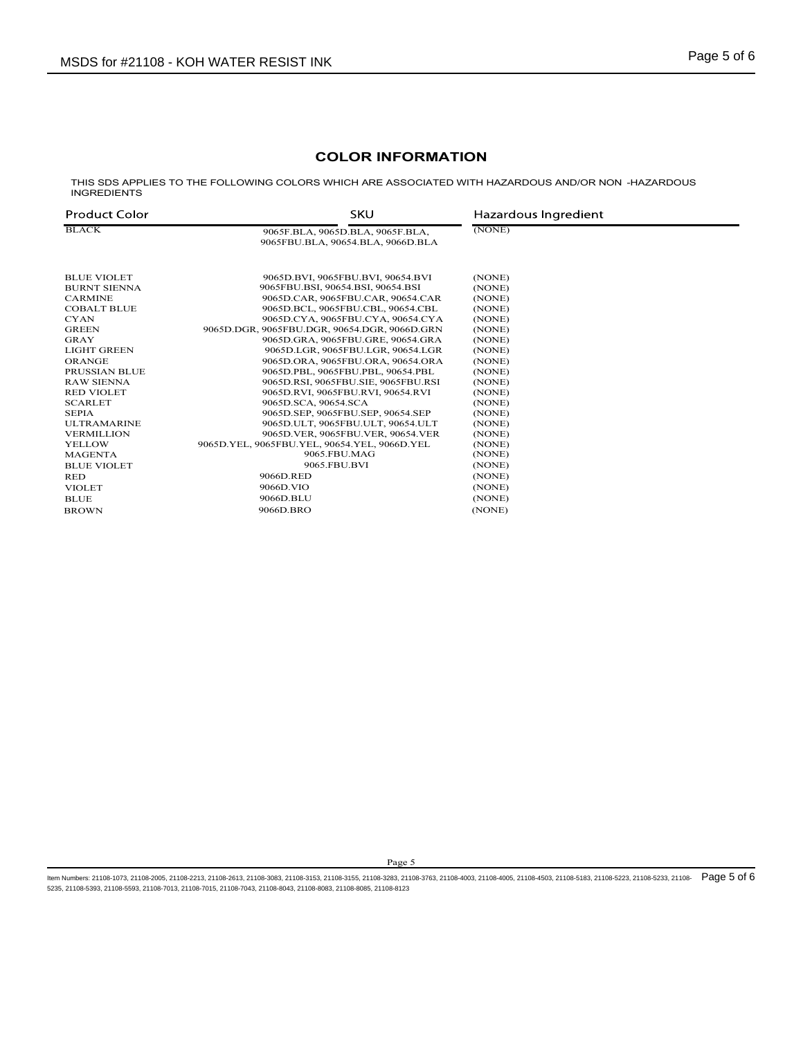## COLOR INFORMATION

THIS SDS APPLIES TO THE FOLLOWING COLORS WHICH ARE ASSOCIATED WITH HAZARDOUS AND/OR NON -HAZARDOUS INGREDIENTS

| Product Color | SKU | Hazardous Ingredient |
|---|---|---|
| BLACK | 9065F.BLA, 9065D.BLA, 9065F.BLA, 9065FBU.BLA, 90654.BLA, 9066D.BLA | (NONE) |
| BLUE VIOLET | 9065D.BVI, 9065FBU.BVI, 90654.BVI | (NONE) |
| BURNT SIENNA | 9065FBU.BSI, 90654.BSI, 90654.BSI | (NONE) |
| CARMINE | 9065D.CAR, 9065FBU.CAR, 90654.CAR | (NONE) |
| COBALT BLUE | 9065D.BCL, 9065FBU.CBL, 90654.CBL | (NONE) |
| CYAN | 9065D.CYA, 9065FBU.CYA, 90654.CYA | (NONE) |
| GREEN | 9065D.DGR, 9065FBU.DGR, 90654.DGR, 9066D.GRN | (NONE) |
| GRAY | 9065D.GRA, 9065FBU.GRE, 90654.GRA | (NONE) |
| LIGHT GREEN | 9065D.LGR, 9065FBU.LGR, 90654.LGR | (NONE) |
| ORANGE | 9065D.ORA, 9065FBU.ORA, 90654.ORA | (NONE) |
| PRUSSIAN BLUE | 9065D.PBL, 9065FBU.PBL, 90654.PBL | (NONE) |
| RAW SIENNA | 9065D.RSI, 9065FBU.SIE, 9065FBU.RSI | (NONE) |
| RED VIOLET | 9065D.RVI, 9065FBU.RVI, 90654.RVI | (NONE) |
| SCARLET | 9065D.SCA, 90654.SCA | (NONE) |
| SEPIA | 9065D.SEP, 9065FBU.SEP, 90654.SEP | (NONE) |
| ULTRAMARINE | 9065D.ULT, 9065FBU.ULT, 90654.ULT | (NONE) |
| VERMILLION | 9065D.VER, 9065FBU.VER, 90654.VER | (NONE) |
| YELLOW | 9065D.YEL, 9065FBU.YEL, 90654.YEL, 9066D.YEL | (NONE) |
| MAGENTA | 9065.FBU.MAG | (NONE) |
| BLUE VIOLET | 9065.FBU.BVI | (NONE) |
| RED | 9066D.RED | (NONE) |
| VIOLET | 9066D.VIO | (NONE) |
| BLUE | 9066D.BLU | (NONE) |
| BROWN | 9066D.BRO | (NONE) |

Item Numbers: 21108-1073, 21108-2005, 21108-2213, 21108-2613, 21108-3083, 21108-3153, 21108-3155, 21108-3283, 21108-3763, 21108-4003, 21108-4005, 21108-4503, 21108-5183, 21108-5223, 21108-5233, 21108-5235, 21108-5393, 21108-5593, 21108-7013, 21108-7015, 21108-7043, 21108-8043, 21108-8083, 21108-8085, 21108-8123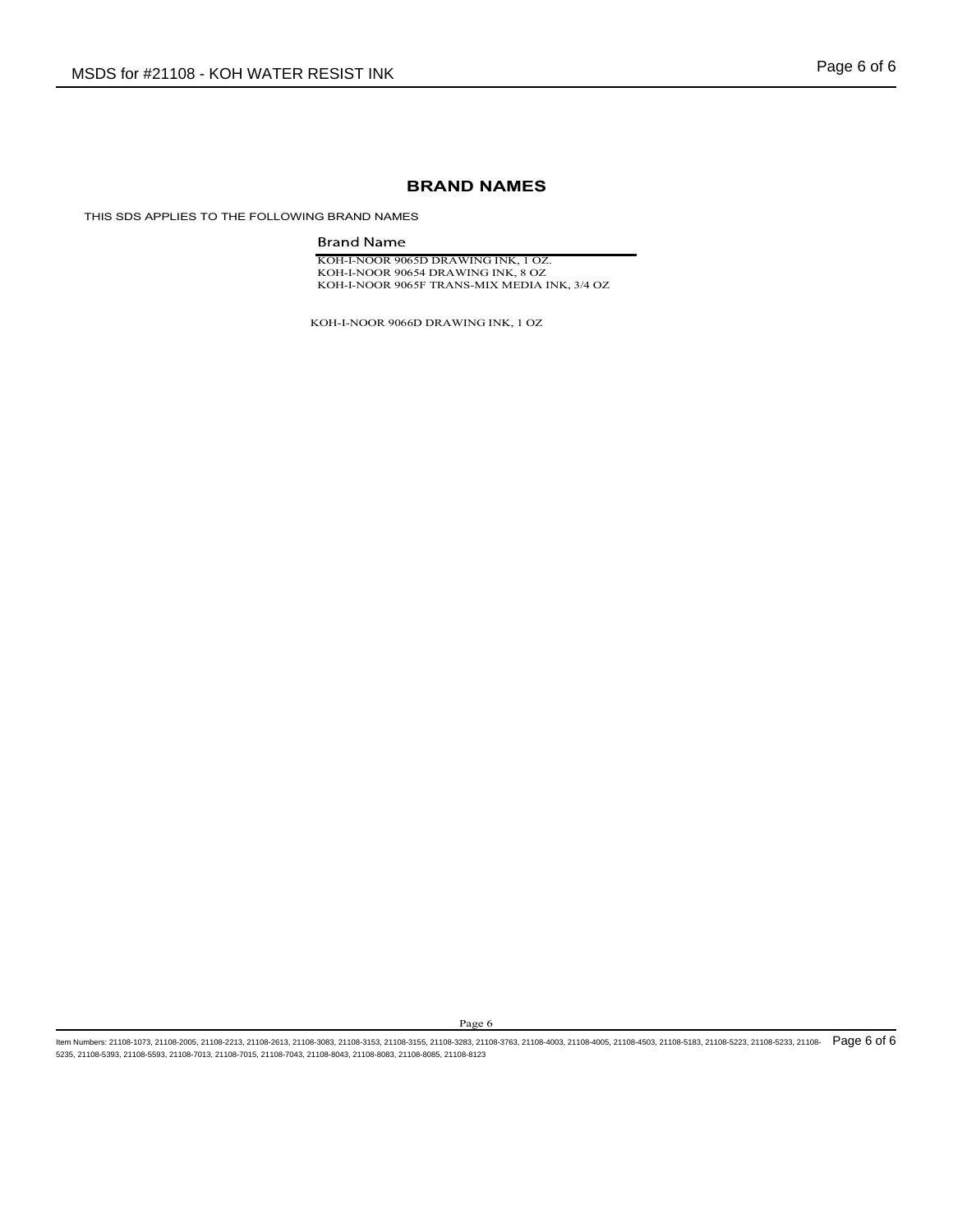## BRAND NAMES

THIS SDS APPLIES TO THE FOLLOWING BRAND NAMES

| Brand Name |
| --- |
| KOH-I-NOOR 9065D DRAWING INK, 1 OZ. |
| KOH-I-NOOR 90654 DRAWING INK, 8 OZ |
| KOH-I-NOOR 9065F TRANS-MIX MEDIA INK, 3/4 OZ |

KOH-I-NOOR 9066D DRAWING INK, 1 OZ

Item Numbers: 21108-1073, 21108-2005, 21108-2213, 21108-2613, 21108-3083, 21108-3153, 21108-3155, 21108-3283, 21108-3763, 21108-4003, 21108-4005, 21108-4503, 21108-5183, 21108-5223, 21108-5233, 21108-5235, 21108-5393, 21108-5593, 21108-7013, 21108-7015, 21108-7043, 21108-8043, 21108-8083, 21108-8085, 21108-8123